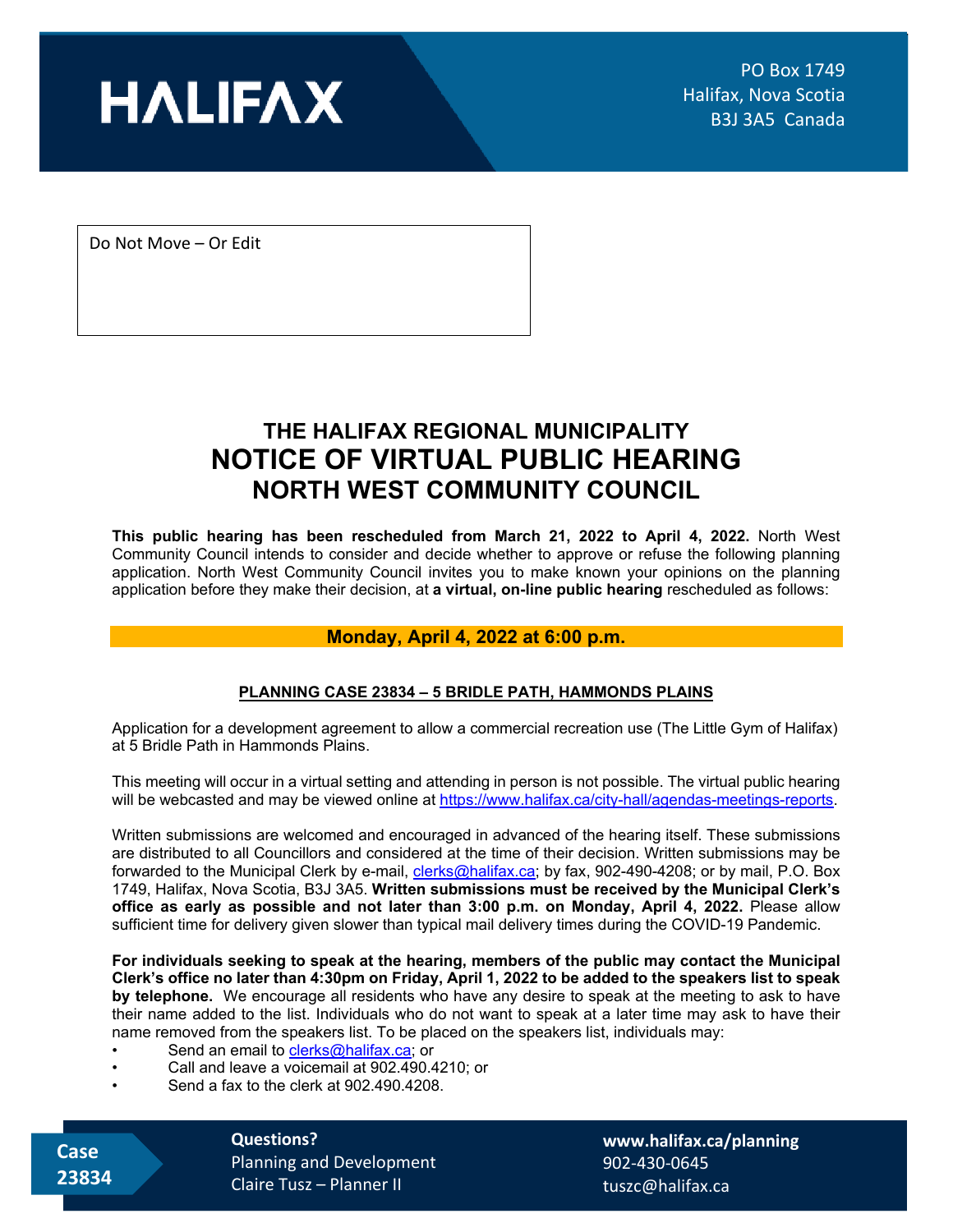HALIFAX

PO Box 1749
Halifax, Nova Scotia
B3J 3A5 Canada

Do Not Move – Or Edit

# THE HALIFAX REGIONAL MUNICIPALITY
# NOTICE OF VIRTUAL PUBLIC HEARING
## NORTH WEST COMMUNITY COUNCIL

**This public hearing has been rescheduled from March 21, 2022 to April 4, 2022.** North West Community Council intends to consider and decide whether to approve or refuse the following planning application. North West Community Council invites you to make known your opinions on the planning application before they make their decision, at **a virtual, on-line public hearing** rescheduled as follows:

**Monday, April 4, 2022 at 6:00 p.m.**

**PLANNING CASE 23834 – 5 BRIDLE PATH, HAMMONDS PLAINS**

Application for a development agreement to allow a commercial recreation use (The Little Gym of Halifax) at 5 Bridle Path in Hammonds Plains.

This meeting will occur in a virtual setting and attending in person is not possible. The virtual public hearing will be webcasted and may be viewed online at https://www.halifax.ca/city-hall/agendas-meetings-reports.

Written submissions are welcomed and encouraged in advanced of the hearing itself. These submissions are distributed to all Councillors and considered at the time of their decision. Written submissions may be forwarded to the Municipal Clerk by e-mail, clerks@halifax.ca; by fax, 902-490-4208; or by mail, P.O. Box 1749, Halifax, Nova Scotia, B3J 3A5. **Written submissions must be received by the Municipal Clerk's office as early as possible and not later than 3:00 p.m. on Monday, April 4, 2022.** Please allow sufficient time for delivery given slower than typical mail delivery times during the COVID-19 Pandemic.

**For individuals seeking to speak at the hearing, members of the public may contact the Municipal Clerk's office no later than 4:30pm on Friday, April 1, 2022 to be added to the speakers list to speak by telephone.** We encourage all residents who have any desire to speak at the meeting to ask to have their name added to the list. Individuals who do not want to speak at a later time may ask to have their name removed from the speakers list. To be placed on the speakers list, individuals may:

- Send an email to clerks@halifax.ca; or
- Call and leave a voicemail at 902.490.4210; or
- Send a fax to the clerk at 902.490.4208.

Case 23834

**Questions?**
Planning and Development
Claire Tusz – Planner II

**www.halifax.ca/planning**
902-430-0645
tuszc@halifax.ca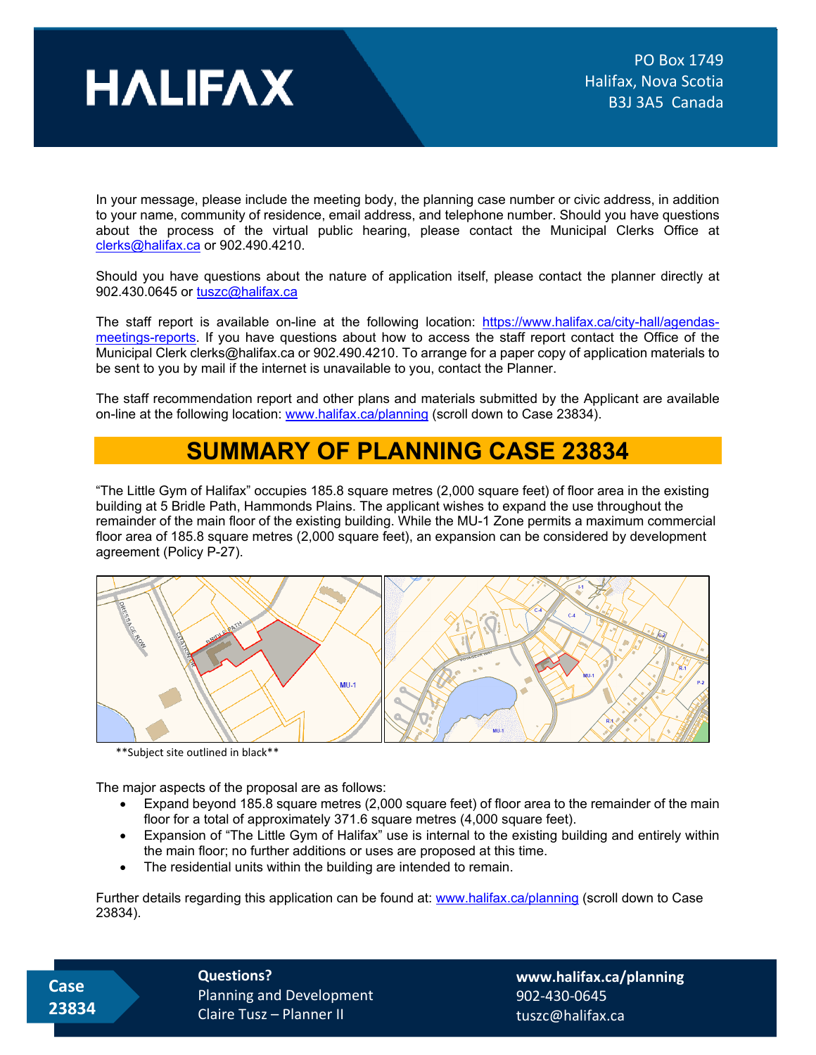In your message, please include the meeting body, the planning case number or civic address, in addition to your name, community of residence, email address, and telephone number. Should you have questions about the process of the virtual public hearing, please contact the Municipal Clerks Office at clerks@halifax.ca or 902.490.4210.

Should you have questions about the nature of application itself, please contact the planner directly at 902.430.0645 or tuszc@halifax.ca

The staff report is available on-line at the following location: https://www.halifax.ca/city-hall/agendas-meetings-reports. If you have questions about how to access the staff report contact the Office of the Municipal Clerk clerks@halifax.ca or 902.490.4210. To arrange for a paper copy of application materials to be sent to you by mail if the internet is unavailable to you, contact the Planner.

The staff recommendation report and other plans and materials submitted by the Applicant are available on-line at the following location: www.halifax.ca/planning (scroll down to Case 23834).

## SUMMARY OF PLANNING CASE 23834

"The Little Gym of Halifax" occupies 185.8 square metres (2,000 square feet) of floor area in the existing building at 5 Bridle Path, Hammonds Plains. The applicant wishes to expand the use throughout the remainder of the main floor of the existing building. While the MU-1 Zone permits a maximum commercial floor area of 185.8 square metres (2,000 square feet), an expansion can be considered by development agreement (Policy P-27).

**Subject site outlined in black**

The major aspects of the proposal are as follows:

- Expand beyond 185.8 square metres (2,000 square feet) of floor area to the remainder of the main floor for a total of approximately 371.6 square metres (4,000 square feet).
- Expansion of "The Little Gym of Halifax" use is internal to the existing building and entirely within the main floor; no further additions or uses are proposed at this time.
- The residential units within the building are intended to remain.

Further details regarding this application can be found at: www.halifax.ca/planning (scroll down to Case 23834).

Case 23834

**Questions?**
Planning and Development
Claire Tusz – Planner II

**www.halifax.ca/planning**
902-430-0645
tuszc@halifax.ca